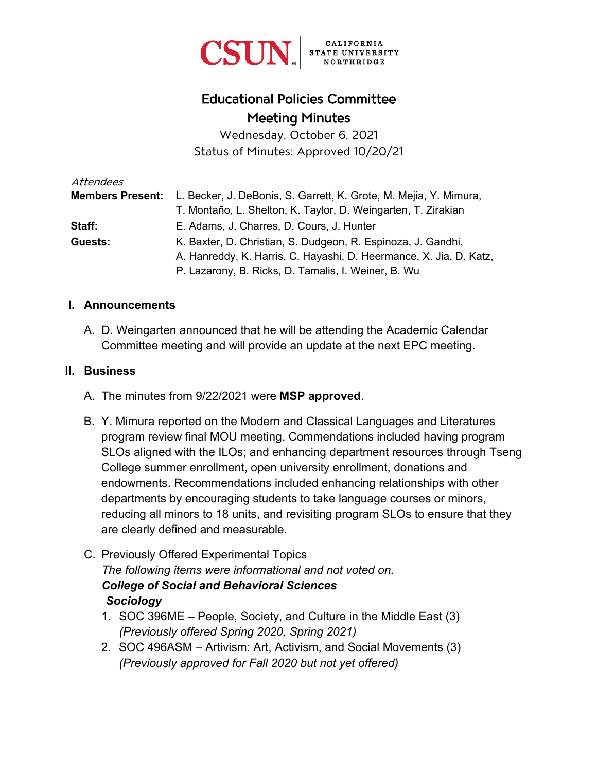CSUN | CALIFORNIA STATE UNIVERSITY NORTHRIDGE

# Educational Policies Committee
## Meeting Minutes

Wednesday, October 6, 2021
Status of Minutes: Approved 10/20/21

*Attendees*

| | |
|---|---|
| **Members Present:** | L. Becker, J. DeBonis, S. Garrett, K. Grote, M. Mejia, Y. Mimura, T. Montaño, L. Shelton, K. Taylor, D. Weingarten, T. Zirakian |
| **Staff:** | E. Adams, J. Charres, D. Cours, J. Hunter |
| **Guests:** | K. Baxter, D. Christian, S. Dudgeon, R. Espinoza, J. Gandhi, A. Hanreddy, K. Harris, C. Hayashi, D. Heermance, X. Jia, D. Katz, P. Lazarony, B. Ricks, D. Tamalis, I. Weiner, B. Wu |

### I. Announcements

A. D. Weingarten announced that he will be attending the Academic Calendar Committee meeting and will provide an update at the next EPC meeting.

### II. Business

A. The minutes from 9/22/2021 were **MSP approved**.

B. Y. Mimura reported on the Modern and Classical Languages and Literatures program review final MOU meeting. Commendations included having program SLOs aligned with the ILOs; and enhancing department resources through Tseng College summer enrollment, open university enrollment, donations and endowments. Recommendations included enhancing relationships with other departments by encouraging students to take language courses or minors, reducing all minors to 18 units, and revisiting program SLOs to ensure that they are clearly defined and measurable.

C. Previously Offered Experimental Topics
*The following items were informational and not voted on.*
***College of Social and Behavioral Sciences***
***Sociology***

1. SOC 396ME – People, Society, and Culture in the Middle East (3)
   *(Previously offered Spring 2020, Spring 2021)*
2. SOC 496ASM – Artivism: Art, Activism, and Social Movements (3)
   *(Previously approved for Fall 2020 but not yet offered)*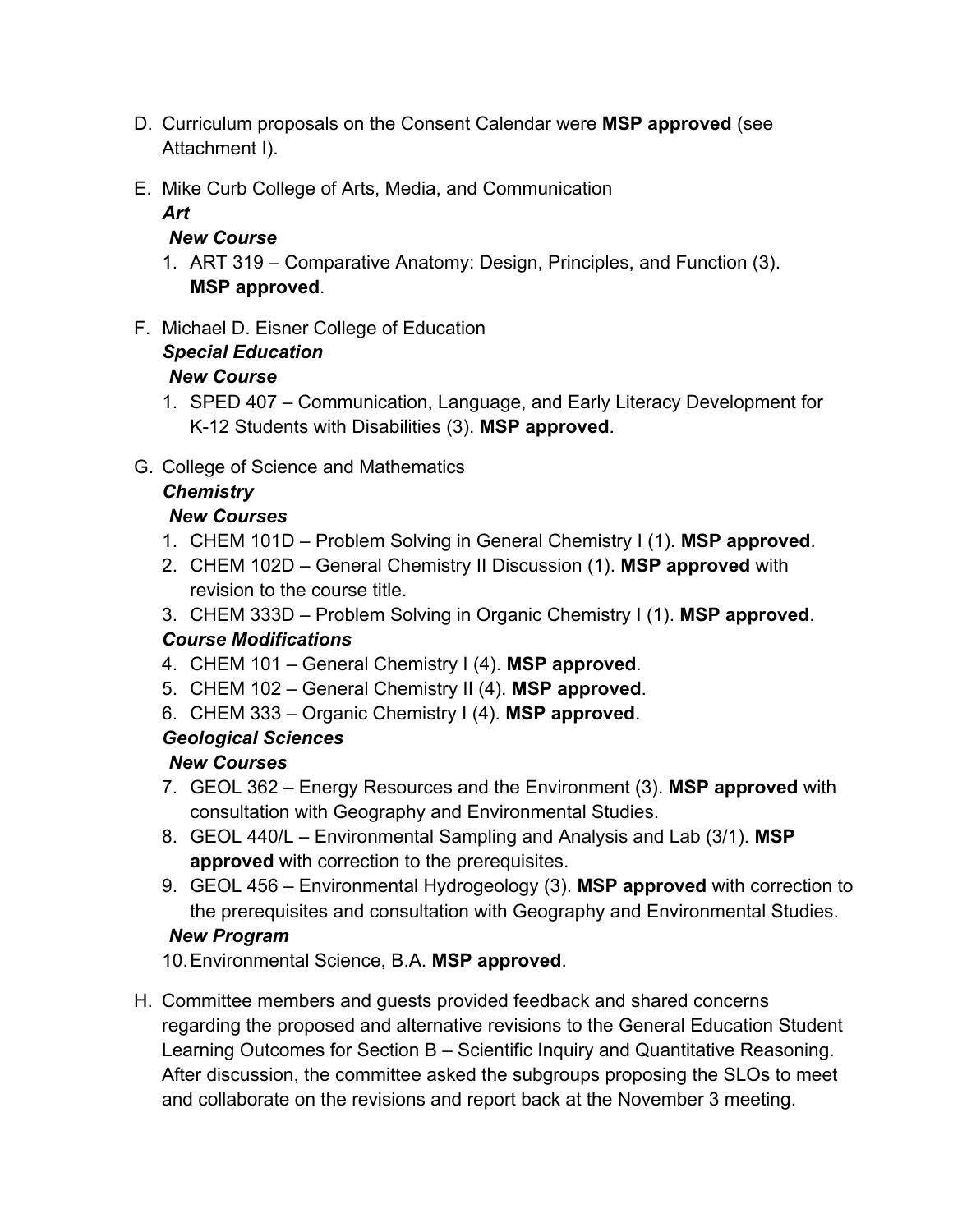D. Curriculum proposals on the Consent Calendar were **MSP approved** (see Attachment I).

E. Mike Curb College of Arts, Media, and Communication
   ***Art***
   ***New Course***
   1. ART 319 – Comparative Anatomy: Design, Principles, and Function (3). **MSP approved**.

F. Michael D. Eisner College of Education
   ***Special Education***
   ***New Course***
   1. SPED 407 – Communication, Language, and Early Literacy Development for K-12 Students with Disabilities (3). **MSP approved**.

G. College of Science and Mathematics
   ***Chemistry***
   ***New Courses***
   1. CHEM 101D – Problem Solving in General Chemistry I (1). **MSP approved**.
   2. CHEM 102D – General Chemistry II Discussion (1). **MSP approved** with revision to the course title.
   3. CHEM 333D – Problem Solving in Organic Chemistry I (1). **MSP approved**.

   ***Course Modifications***
   4. CHEM 101 – General Chemistry I (4). **MSP approved**.
   5. CHEM 102 – General Chemistry II (4). **MSP approved**.
   6. CHEM 333 – Organic Chemistry I (4). **MSP approved**.

   ***Geological Sciences***
   ***New Courses***
   7. GEOL 362 – Energy Resources and the Environment (3). **MSP approved** with consultation with Geography and Environmental Studies.
   8. GEOL 440/L – Environmental Sampling and Analysis and Lab (3/1). **MSP approved** with correction to the prerequisites.
   9. GEOL 456 – Environmental Hydrogeology (3). **MSP approved** with correction to the prerequisites and consultation with Geography and Environmental Studies.

   ***New Program***
   10. Environmental Science, B.A. **MSP approved**.

H. Committee members and guests provided feedback and shared concerns regarding the proposed and alternative revisions to the General Education Student Learning Outcomes for Section B – Scientific Inquiry and Quantitative Reasoning. After discussion, the committee asked the subgroups proposing the SLOs to meet and collaborate on the revisions and report back at the November 3 meeting.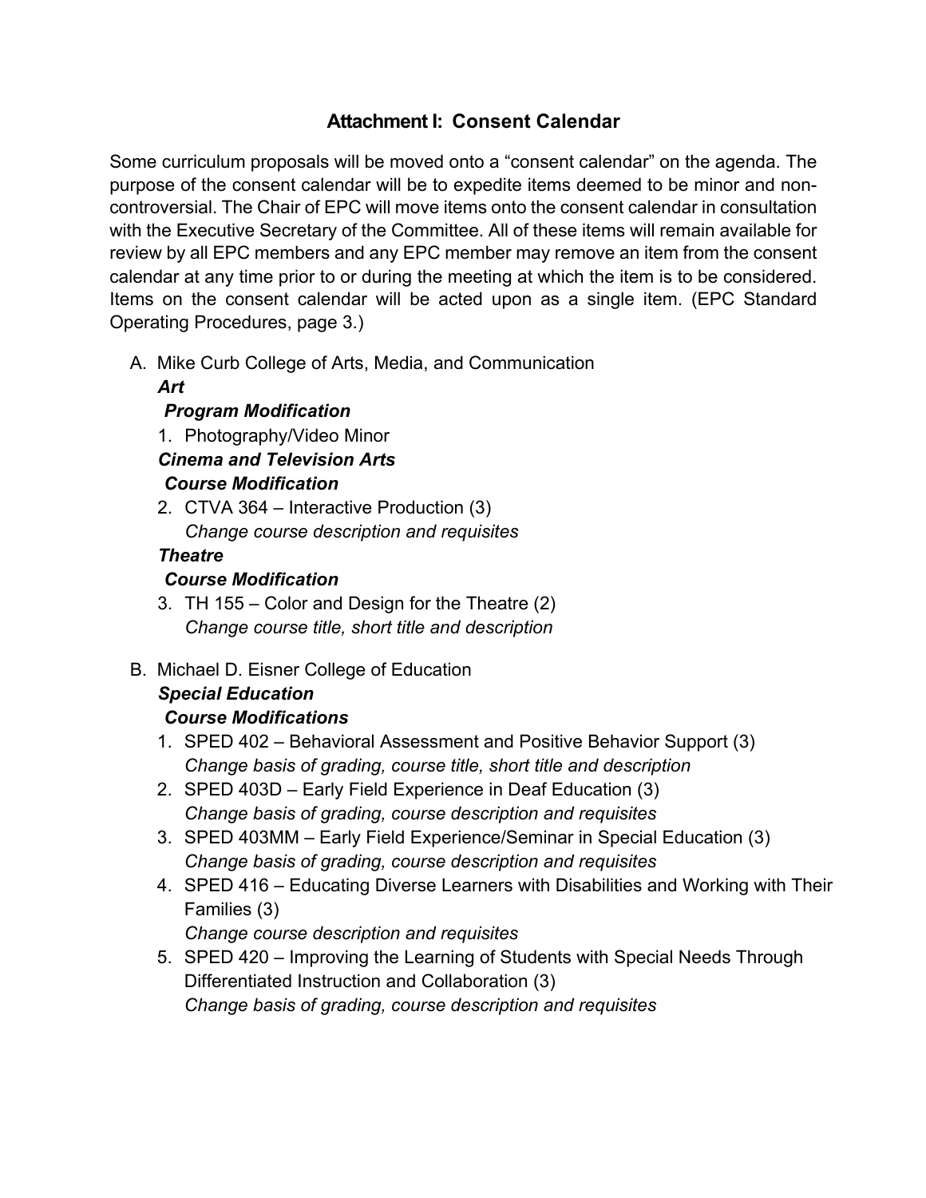# Attachment I: Consent Calendar

Some curriculum proposals will be moved onto a "consent calendar" on the agenda. The purpose of the consent calendar will be to expedite items deemed to be minor and non-controversial. The Chair of EPC will move items onto the consent calendar in consultation with the Executive Secretary of the Committee. All of these items will remain available for review by all EPC members and any EPC member may remove an item from the consent calendar at any time prior to or during the meeting at which the item is to be considered. Items on the consent calendar will be acted upon as a single item. (EPC Standard Operating Procedures, page 3.)

A. Mike Curb College of Arts, Media, and Communication

***Art***

***Program Modification***

1. Photography/Video Minor

***Cinema and Television Arts***

***Course Modification***

2. CTVA 364 – Interactive Production (3)
   *Change course description and requisites*

***Theatre***

***Course Modification***

3. TH 155 – Color and Design for the Theatre (2)
   *Change course title, short title and description*

B. Michael D. Eisner College of Education

***Special Education***

***Course Modifications***

1. SPED 402 – Behavioral Assessment and Positive Behavior Support (3)
   *Change basis of grading, course title, short title and description*
2. SPED 403D – Early Field Experience in Deaf Education (3)
   *Change basis of grading, course description and requisites*
3. SPED 403MM – Early Field Experience/Seminar in Special Education (3)
   *Change basis of grading, course description and requisites*
4. SPED 416 – Educating Diverse Learners with Disabilities and Working with Their Families (3)
   *Change course description and requisites*
5. SPED 420 – Improving the Learning of Students with Special Needs Through Differentiated Instruction and Collaboration (3)
   *Change basis of grading, course description and requisites*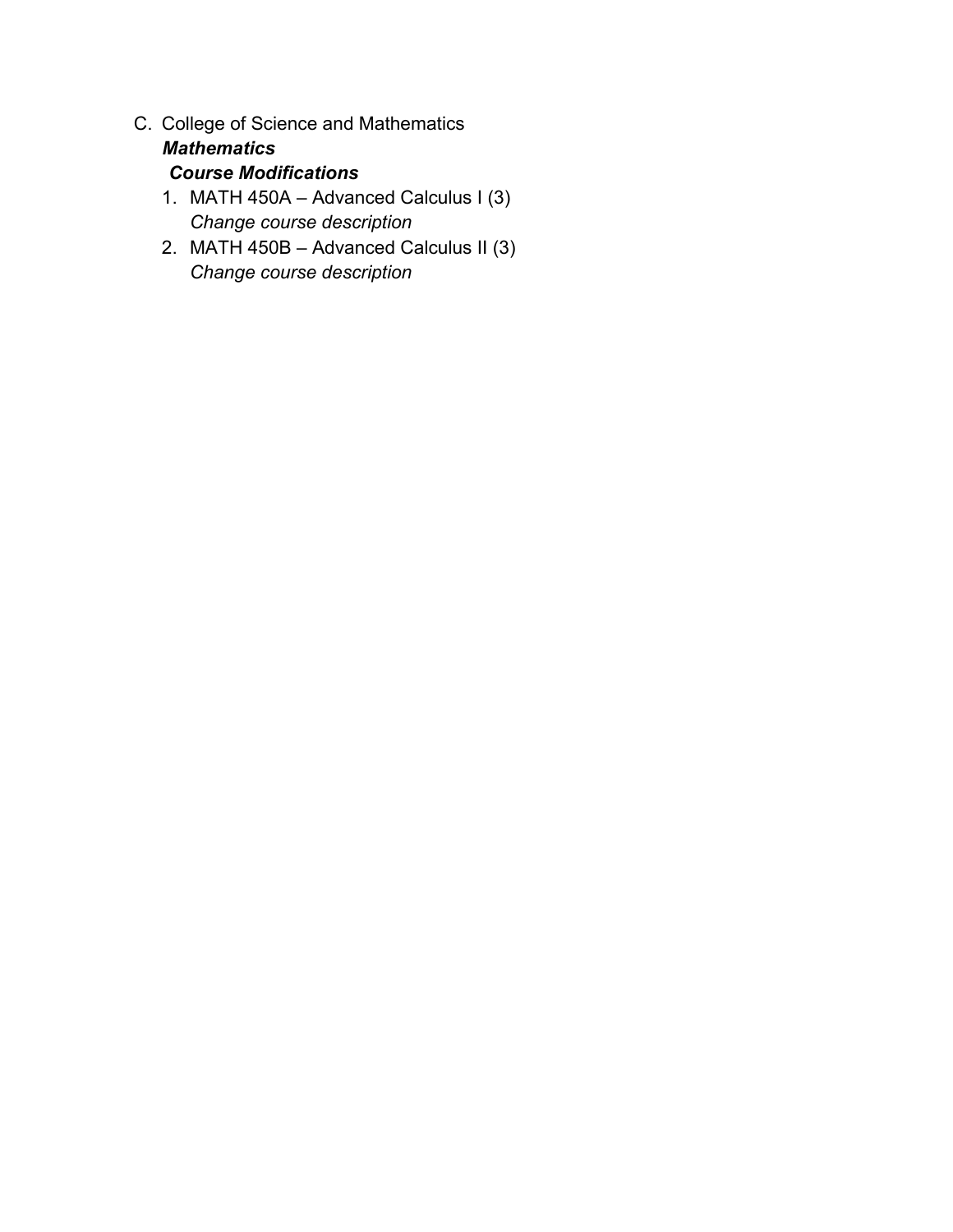C. College of Science and Mathematics

***Mathematics***

***Course Modifications***

1. MATH 450A – Advanced Calculus I (3)
   *Change course description*
2. MATH 450B – Advanced Calculus II (3)
   *Change course description*